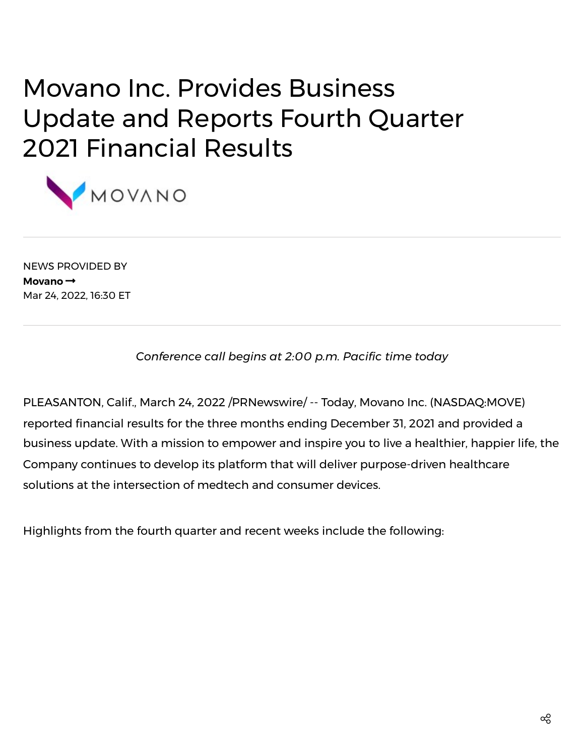# Movano Inc. Provides Business Update and Reports Fourth Quarter 2021 Financial Results

NEWS PROVIDED BY
**Movano →**
Mar 24, 2022, 16:30 ET

*Conference call begins at 2:00 p.m. Pacific time today*

PLEASANTON, Calif., March 24, 2022 /PRNewswire/ -- Today, Movano Inc. (NASDAQ:MOVE) reported financial results for the three months ending December 31, 2021 and provided a business update. With a mission to empower and inspire you to live a healthier, happier life, the Company continues to develop its platform that will deliver purpose-driven healthcare solutions at the intersection of medtech and consumer devices.

Highlights from the fourth quarter and recent weeks include the following: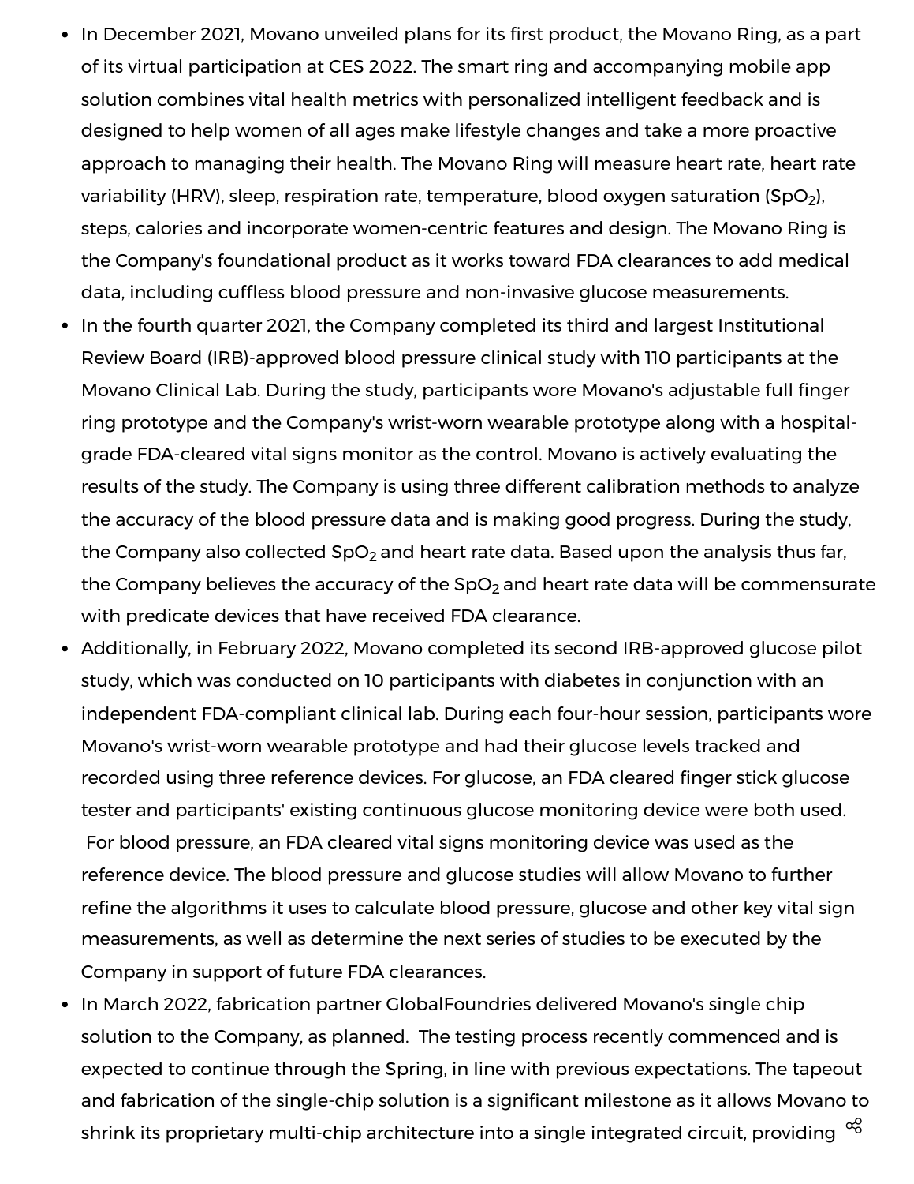- In December 2021, Movano unveiled plans for its first product, the Movano Ring, as a part of its virtual participation at CES 2022. The smart ring and accompanying mobile app solution combines vital health metrics with personalized intelligent feedback and is designed to help women of all ages make lifestyle changes and take a more proactive approach to managing their health. The Movano Ring will measure heart rate, heart rate variability (HRV), sleep, respiration rate, temperature, blood oxygen saturation ($SpO_2$), steps, calories and incorporate women-centric features and design. The Movano Ring is the Company's foundational product as it works toward FDA clearances to add medical data, including cuffless blood pressure and non-invasive glucose measurements.
- In the fourth quarter 2021, the Company completed its third and largest Institutional Review Board (IRB)-approved blood pressure clinical study with 110 participants at the Movano Clinical Lab. During the study, participants wore Movano's adjustable full finger ring prototype and the Company's wrist-worn wearable prototype along with a hospital-grade FDA-cleared vital signs monitor as the control. Movano is actively evaluating the results of the study. The Company is using three different calibration methods to analyze the accuracy of the blood pressure data and is making good progress. During the study, the Company also collected $SpO_2$ and heart rate data. Based upon the analysis thus far, the Company believes the accuracy of the $SpO_2$ and heart rate data will be commensurate with predicate devices that have received FDA clearance.
- Additionally, in February 2022, Movano completed its second IRB-approved glucose pilot study, which was conducted on 10 participants with diabetes in conjunction with an independent FDA-compliant clinical lab. During each four-hour session, participants wore Movano's wrist-worn wearable prototype and had their glucose levels tracked and recorded using three reference devices. For glucose, an FDA cleared finger stick glucose tester and participants' existing continuous glucose monitoring device were both used. For blood pressure, an FDA cleared vital signs monitoring device was used as the reference device. The blood pressure and glucose studies will allow Movano to further refine the algorithms it uses to calculate blood pressure, glucose and other key vital sign measurements, as well as determine the next series of studies to be executed by the Company in support of future FDA clearances.
- In March 2022, fabrication partner GlobalFoundries delivered Movano's single chip solution to the Company, as planned. The testing process recently commenced and is expected to continue through the Spring, in line with previous expectations. The tapeout and fabrication of the single-chip solution is a significant milestone as it allows Movano to shrink its proprietary multi-chip architecture into a single integrated circuit, providing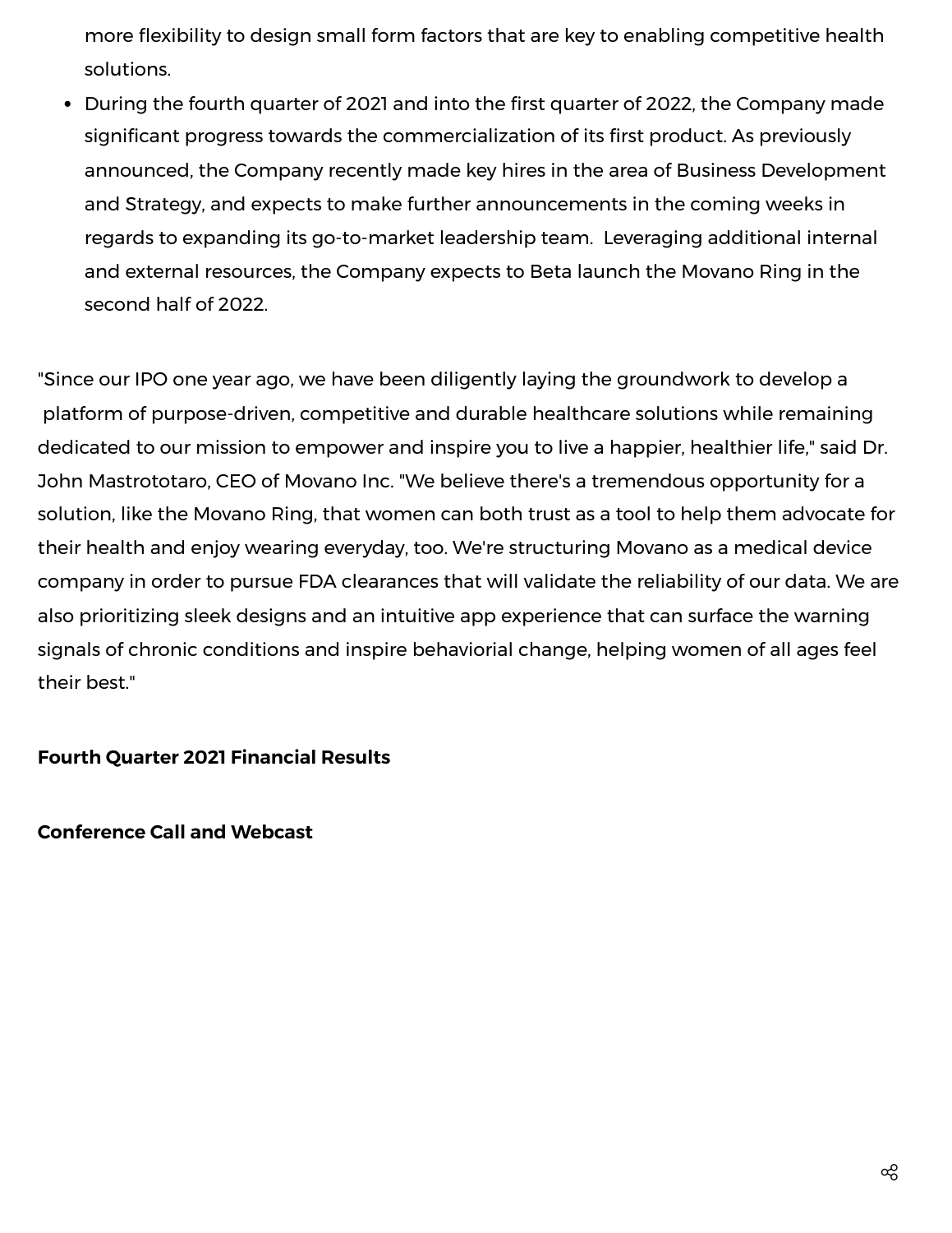more flexibility to design small form factors that are key to enabling competitive health solutions.

- During the fourth quarter of 2021 and into the first quarter of 2022, the Company made significant progress towards the commercialization of its first product. As previously announced, the Company recently made key hires in the area of Business Development and Strategy, and expects to make further announcements in the coming weeks in regards to expanding its go-to-market leadership team. Leveraging additional internal and external resources, the Company expects to Beta launch the Movano Ring in the second half of 2022.

"Since our IPO one year ago, we have been diligently laying the groundwork to develop a platform of purpose-driven, competitive and durable healthcare solutions while remaining dedicated to our mission to empower and inspire you to live a happier, healthier life," said Dr. John Mastrototaro, CEO of Movano Inc. "We believe there's a tremendous opportunity for a solution, like the Movano Ring, that women can both trust as a tool to help them advocate for their health and enjoy wearing everyday, too. We're structuring Movano as a medical device company in order to pursue FDA clearances that will validate the reliability of our data. We are also prioritizing sleek designs and an intuitive app experience that can surface the warning signals of chronic conditions and inspire behaviorial change, helping women of all ages feel their best."

**Fourth Quarter 2021 Financial Results**

**Conference Call and Webcast**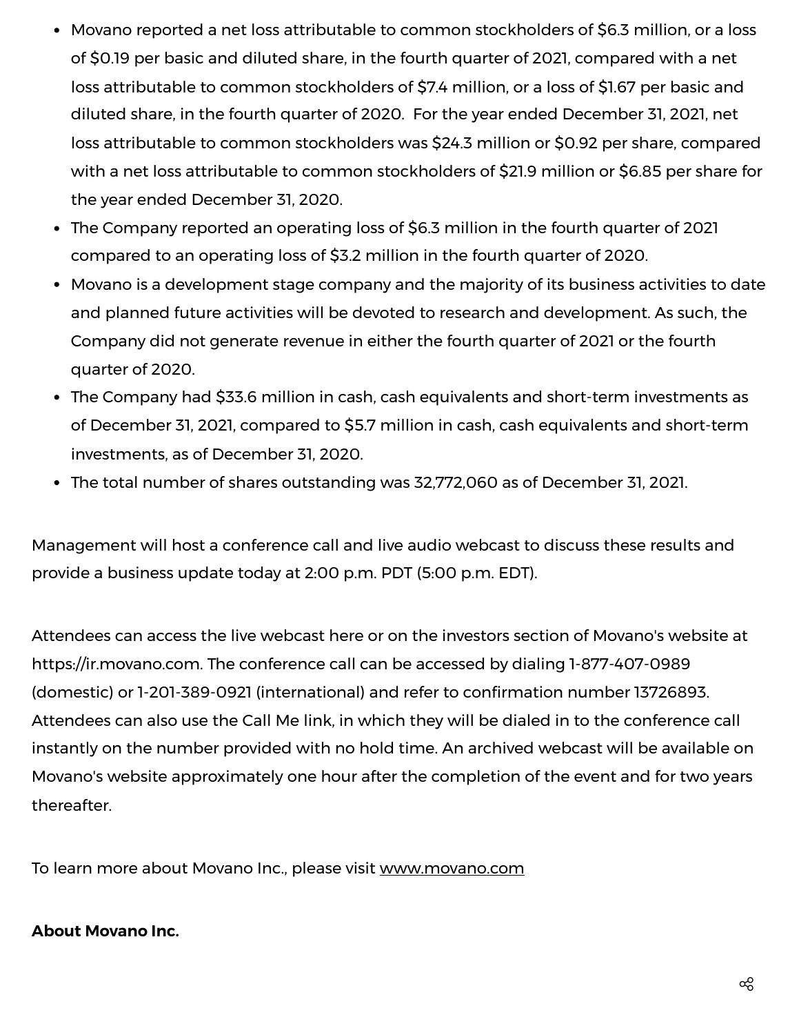- Movano reported a net loss attributable to common stockholders of $6.3 million, or a loss of $0.19 per basic and diluted share, in the fourth quarter of 2021, compared with a net loss attributable to common stockholders of $7.4 million, or a loss of $1.67 per basic and diluted share, in the fourth quarter of 2020. For the year ended December 31, 2021, net loss attributable to common stockholders was $24.3 million or $0.92 per share, compared with a net loss attributable to common stockholders of $21.9 million or $6.85 per share for the year ended December 31, 2020.
- The Company reported an operating loss of $6.3 million in the fourth quarter of 2021 compared to an operating loss of $3.2 million in the fourth quarter of 2020.
- Movano is a development stage company and the majority of its business activities to date and planned future activities will be devoted to research and development. As such, the Company did not generate revenue in either the fourth quarter of 2021 or the fourth quarter of 2020.
- The Company had $33.6 million in cash, cash equivalents and short-term investments as of December 31, 2021, compared to $5.7 million in cash, cash equivalents and short-term investments, as of December 31, 2020.
- The total number of shares outstanding was 32,772,060 as of December 31, 2021.

Management will host a conference call and live audio webcast to discuss these results and provide a business update today at 2:00 p.m. PDT (5:00 p.m. EDT).

Attendees can access the live webcast here or on the investors section of Movano's website at https://ir.movano.com. The conference call can be accessed by dialing 1-877-407-0989 (domestic) or 1-201-389-0921 (international) and refer to confirmation number 13726893. Attendees can also use the Call Me link, in which they will be dialed in to the conference call instantly on the number provided with no hold time. An archived webcast will be available on Movano's website approximately one hour after the completion of the event and for two years thereafter.

To learn more about Movano Inc., please visit www.movano.com

**About Movano Inc.**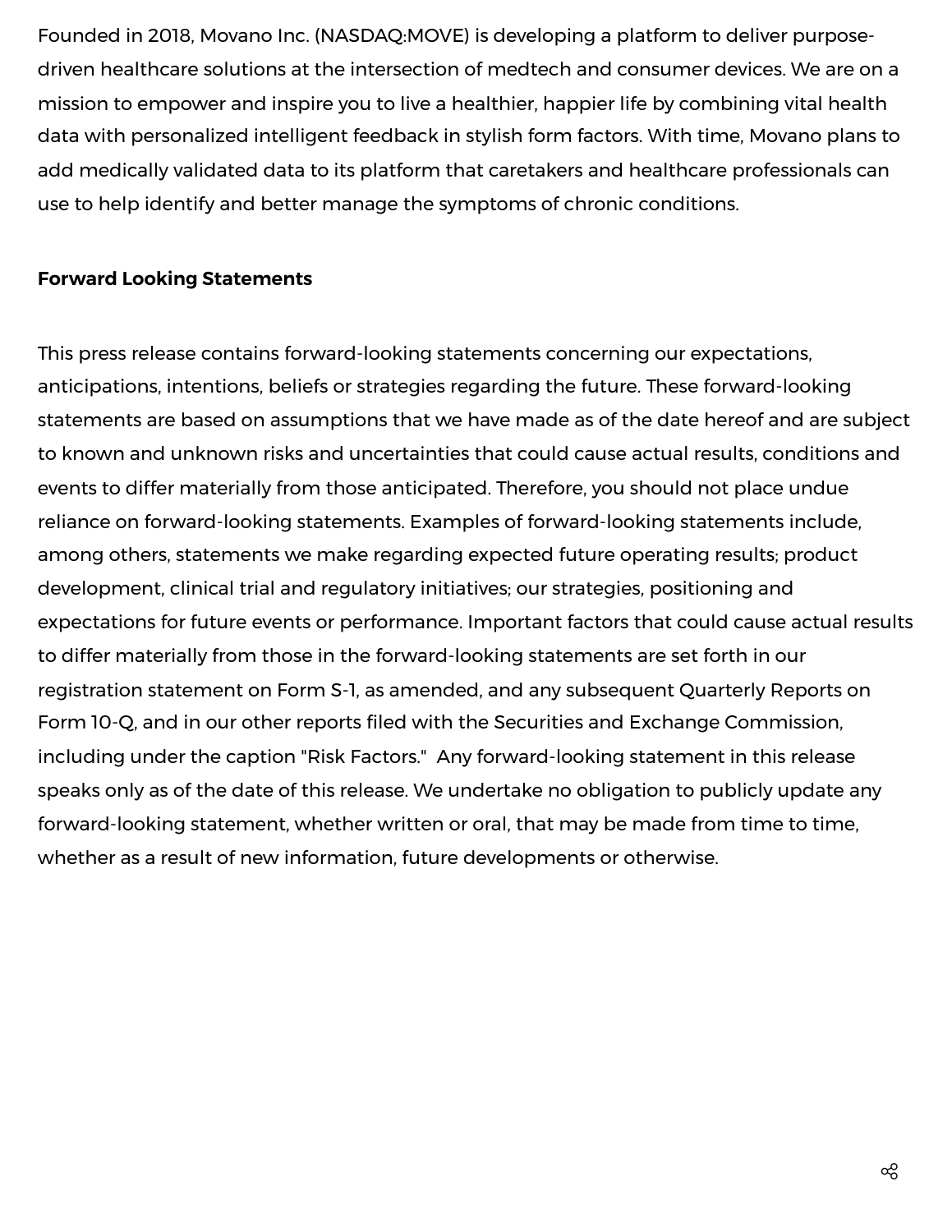Founded in 2018, Movano Inc. (NASDAQ:MOVE) is developing a platform to deliver purpose-driven healthcare solutions at the intersection of medtech and consumer devices. We are on a mission to empower and inspire you to live a healthier, happier life by combining vital health data with personalized intelligent feedback in stylish form factors. With time, Movano plans to add medically validated data to its platform that caretakers and healthcare professionals can use to help identify and better manage the symptoms of chronic conditions.

**Forward Looking Statements**

This press release contains forward-looking statements concerning our expectations, anticipations, intentions, beliefs or strategies regarding the future. These forward-looking statements are based on assumptions that we have made as of the date hereof and are subject to known and unknown risks and uncertainties that could cause actual results, conditions and events to differ materially from those anticipated. Therefore, you should not place undue reliance on forward-looking statements. Examples of forward-looking statements include, among others, statements we make regarding expected future operating results; product development, clinical trial and regulatory initiatives; our strategies, positioning and expectations for future events or performance. Important factors that could cause actual results to differ materially from those in the forward-looking statements are set forth in our registration statement on Form S-1, as amended, and any subsequent Quarterly Reports on Form 10-Q, and in our other reports filed with the Securities and Exchange Commission, including under the caption "Risk Factors." Any forward-looking statement in this release speaks only as of the date of this release. We undertake no obligation to publicly update any forward-looking statement, whether written or oral, that may be made from time to time, whether as a result of new information, future developments or otherwise.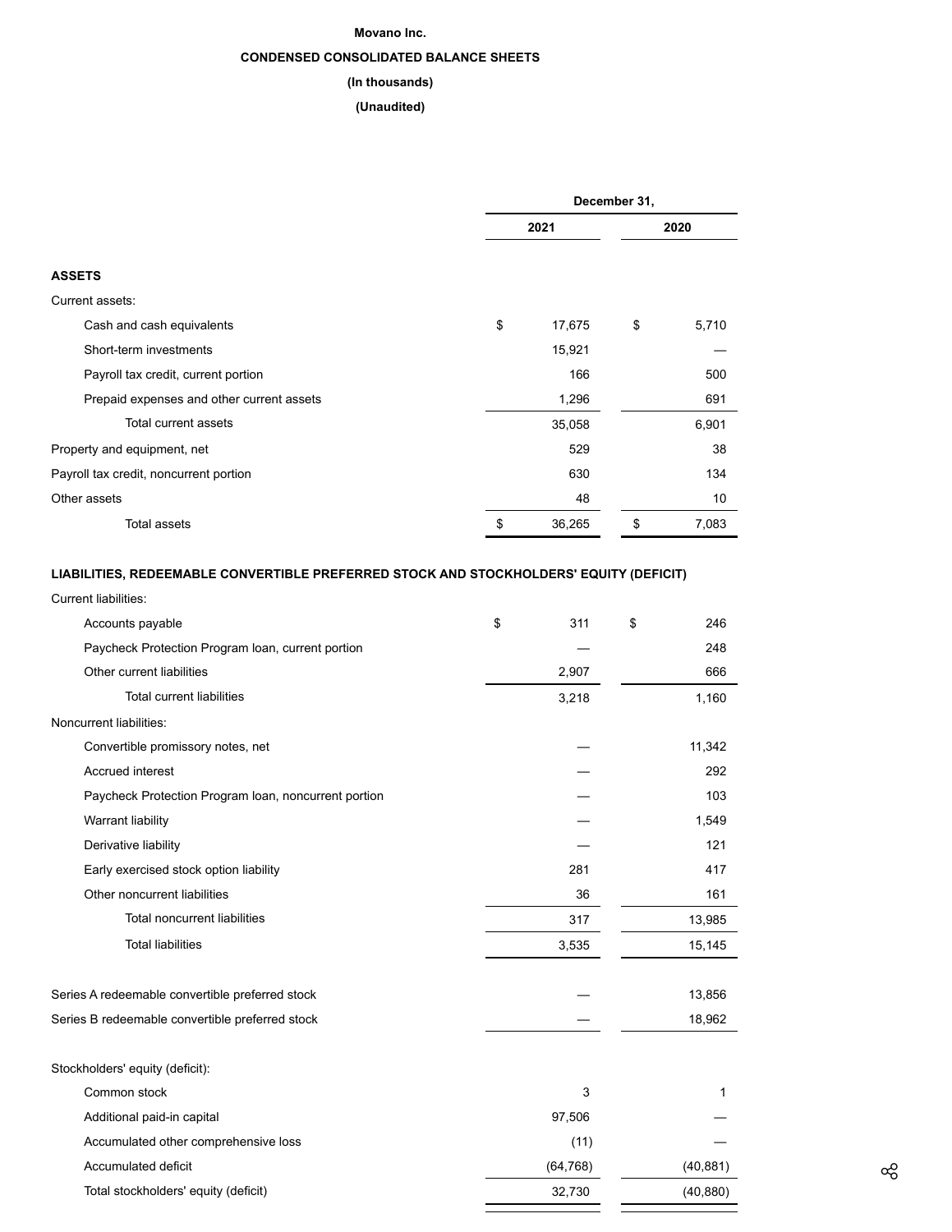**Movano Inc.**

**CONDENSED CONSOLIDATED BALANCE SHEETS**

**(In thousands)**

**(Unaudited)**

| | December 31, | |
|---|---|---|
| | 2021 | 2020 |
| **ASSETS** | | |
| Current assets: | | |
| Cash and cash equivalents | $ 17,675 | $ 5,710 |
| Short-term investments | 15,921 | — |
| Payroll tax credit, current portion | 166 | 500 |
| Prepaid expenses and other current assets | 1,296 | 691 |
| Total current assets | 35,058 | 6,901 |
| Property and equipment, net | 529 | 38 |
| Payroll tax credit, noncurrent portion | 630 | 134 |
| Other assets | 48 | 10 |
| Total assets | $ 36,265 | $ 7,083 |
| **LIABILITIES, REDEEMABLE CONVERTIBLE PREFERRED STOCK AND STOCKHOLDERS' EQUITY (DEFICIT)** | | |
| Current liabilities: | | |
| Accounts payable | $ 311 | $ 246 |
| Paycheck Protection Program loan, current portion | — | 248 |
| Other current liabilities | 2,907 | 666 |
| Total current liabilities | 3,218 | 1,160 |
| Noncurrent liabilities: | | |
| Convertible promissory notes, net | — | 11,342 |
| Accrued interest | — | 292 |
| Paycheck Protection Program loan, noncurrent portion | — | 103 |
| Warrant liability | — | 1,549 |
| Derivative liability | — | 121 |
| Early exercised stock option liability | 281 | 417 |
| Other noncurrent liabilities | 36 | 161 |
| Total noncurrent liabilities | 317 | 13,985 |
| Total liabilities | 3,535 | 15,145 |
| Series A redeemable convertible preferred stock | — | 13,856 |
| Series B redeemable convertible preferred stock | — | 18,962 |
| Stockholders' equity (deficit): | | |
| Common stock | 3 | 1 |
| Additional paid-in capital | 97,506 | — |
| Accumulated other comprehensive loss | (11) | — |
| Accumulated deficit | (64,768) | (40,881) |
| Total stockholders' equity (deficit) | 32,730 | (40,880) |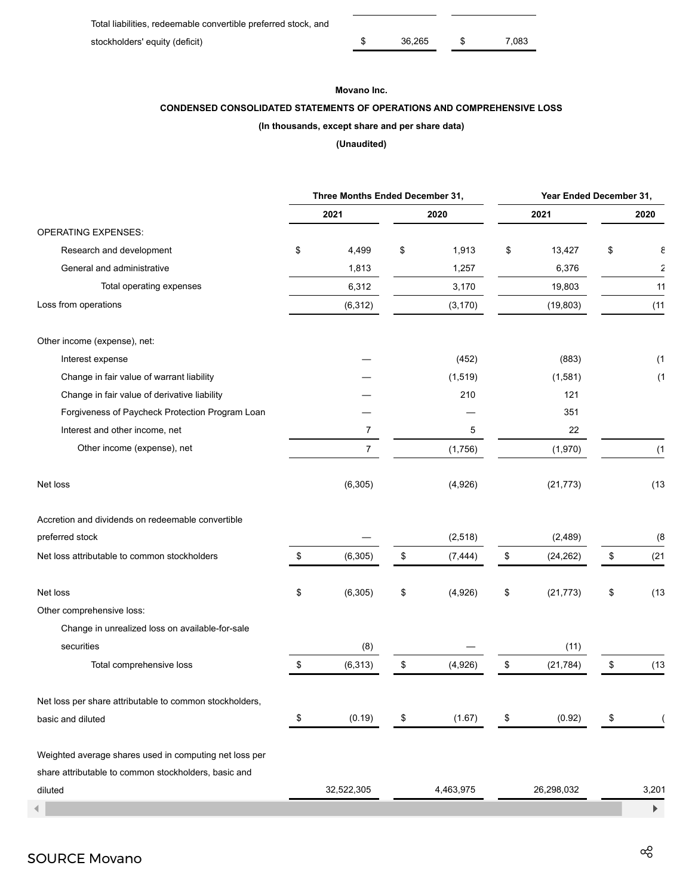| | | |
|---|---|---|
| Total liabilities, redeemable convertible preferred stock, and stockholders' equity (deficit) | $ 36,265 | $ 7,083 |

**Movano Inc.**

**CONDENSED CONSOLIDATED STATEMENTS OF OPERATIONS AND COMPREHENSIVE LOSS**

**(In thousands, except share and per share data)**

**(Unaudited)**

| | Three Months Ended December 31, | | Year Ended December 31, | |
|---|---|---|---|---|
| | 2021 | 2020 | 2021 | 2020 |
| OPERATING EXPENSES: | | | | |
| Research and development | $ 4,499 | $ 1,913 | $ 13,427 | $ 8 |
| General and administrative | 1,813 | 1,257 | 6,376 | 2 |
| Total operating expenses | 6,312 | 3,170 | 19,803 | 11 |
| Loss from operations | (6,312) | (3,170) | (19,803) | (11 |
| Other income (expense), net: | | | | |
| Interest expense | — | (452) | (883) | (1 |
| Change in fair value of warrant liability | — | (1,519) | (1,581) | (1 |
| Change in fair value of derivative liability | — | 210 | 121 | |
| Forgiveness of Paycheck Protection Program Loan | — | — | 351 | |
| Interest and other income, net | 7 | 5 | 22 | |
| Other income (expense), net | 7 | (1,756) | (1,970) | (1 |
| Net loss | (6,305) | (4,926) | (21,773) | (13 |
| Accretion and dividends on redeemable convertible preferred stock | — | (2,518) | (2,489) | (8 |
| Net loss attributable to common stockholders | $ (6,305) | $ (7,444) | $ (24,262) | $ (21 |
| Net loss | $ (6,305) | $ (4,926) | $ (21,773) | $ (13 |
| Other comprehensive loss: | | | | |
| Change in unrealized loss on available-for-sale securities | (8) | — | (11) | |
| Total comprehensive loss | $ (6,313) | $ (4,926) | $ (21,784) | $ (13 |
| Net loss per share attributable to common stockholders, basic and diluted | $ (0.19) | $ (1.67) | $ (0.92) | $ ( |
| Weighted average shares used in computing net loss per share attributable to common stockholders, basic and diluted | 32,522,305 | 4,463,975 | 26,298,032 | 3,201 |

SOURCE Movano